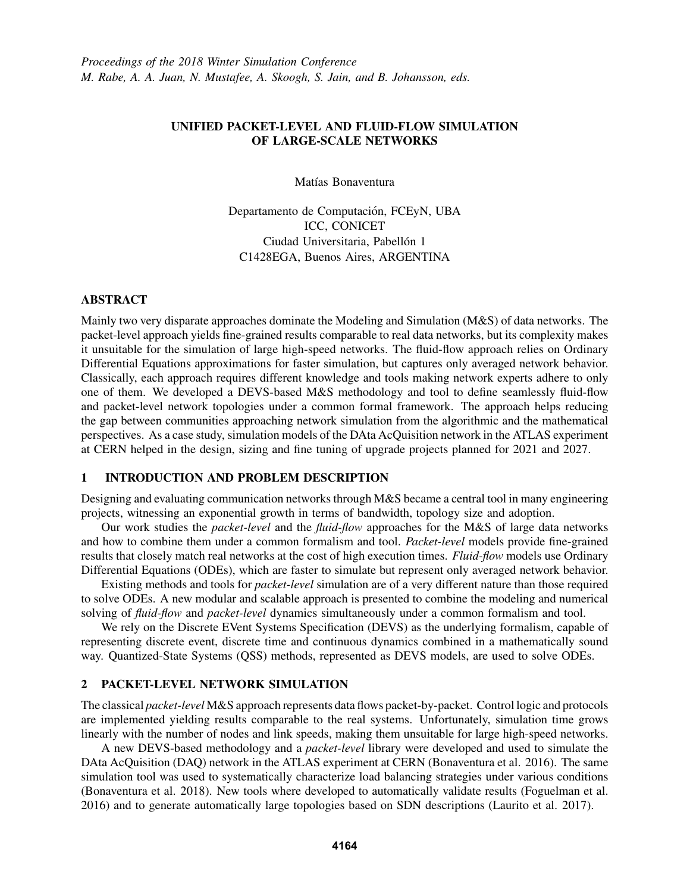*Proceedings of the 2018 Winter Simulation Conference*
*M. Rabe, A. A. Juan, N. Mustafee, A. Skoogh, S. Jain, and B. Johansson, eds.*

# UNIFIED PACKET-LEVEL AND FLUID-FLOW SIMULATION OF LARGE-SCALE NETWORKS

Matías Bonaventura

Departamento de Computación, FCEyN, UBA
ICC, CONICET
Ciudad Universitaria, Pabellón 1
C1428EGA, Buenos Aires, ARGENTINA

## ABSTRACT

Mainly two very disparate approaches dominate the Modeling and Simulation (M&S) of data networks. The packet-level approach yields fine-grained results comparable to real data networks, but its complexity makes it unsuitable for the simulation of large high-speed networks. The fluid-flow approach relies on Ordinary Differential Equations approximations for faster simulation, but captures only averaged network behavior. Classically, each approach requires different knowledge and tools making network experts adhere to only one of them. We developed a DEVS-based M&S methodology and tool to define seamlessly fluid-flow and packet-level network topologies under a common formal framework. The approach helps reducing the gap between communities approaching network simulation from the algorithmic and the mathematical perspectives. As a case study, simulation models of the DAta AcQuisition network in the ATLAS experiment at CERN helped in the design, sizing and fine tuning of upgrade projects planned for 2021 and 2027.

## 1 INTRODUCTION AND PROBLEM DESCRIPTION

Designing and evaluating communication networks through M&S became a central tool in many engineering projects, witnessing an exponential growth in terms of bandwidth, topology size and adoption.

Our work studies the *packet-level* and the *fluid-flow* approaches for the M&S of large data networks and how to combine them under a common formalism and tool. *Packet-level* models provide fine-grained results that closely match real networks at the cost of high execution times. *Fluid-flow* models use Ordinary Differential Equations (ODEs), which are faster to simulate but represent only averaged network behavior.

Existing methods and tools for *packet-level* simulation are of a very different nature than those required to solve ODEs. A new modular and scalable approach is presented to combine the modeling and numerical solving of *fluid-flow* and *packet-level* dynamics simultaneously under a common formalism and tool.

We rely on the Discrete EVent Systems Specification (DEVS) as the underlying formalism, capable of representing discrete event, discrete time and continuous dynamics combined in a mathematically sound way. Quantized-State Systems (QSS) methods, represented as DEVS models, are used to solve ODEs.

## 2 PACKET-LEVEL NETWORK SIMULATION

The classical *packet-level* M&S approach represents data flows packet-by-packet. Control logic and protocols are implemented yielding results comparable to the real systems. Unfortunately, simulation time grows linearly with the number of nodes and link speeds, making them unsuitable for large high-speed networks.

A new DEVS-based methodology and a *packet-level* library were developed and used to simulate the DAta AcQuisition (DAQ) network in the ATLAS experiment at CERN (Bonaventura et al. 2016). The same simulation tool was used to systematically characterize load balancing strategies under various conditions (Bonaventura et al. 2018). New tools where developed to automatically validate results (Foguelman et al. 2016) and to generate automatically large topologies based on SDN descriptions (Laurito et al. 2017).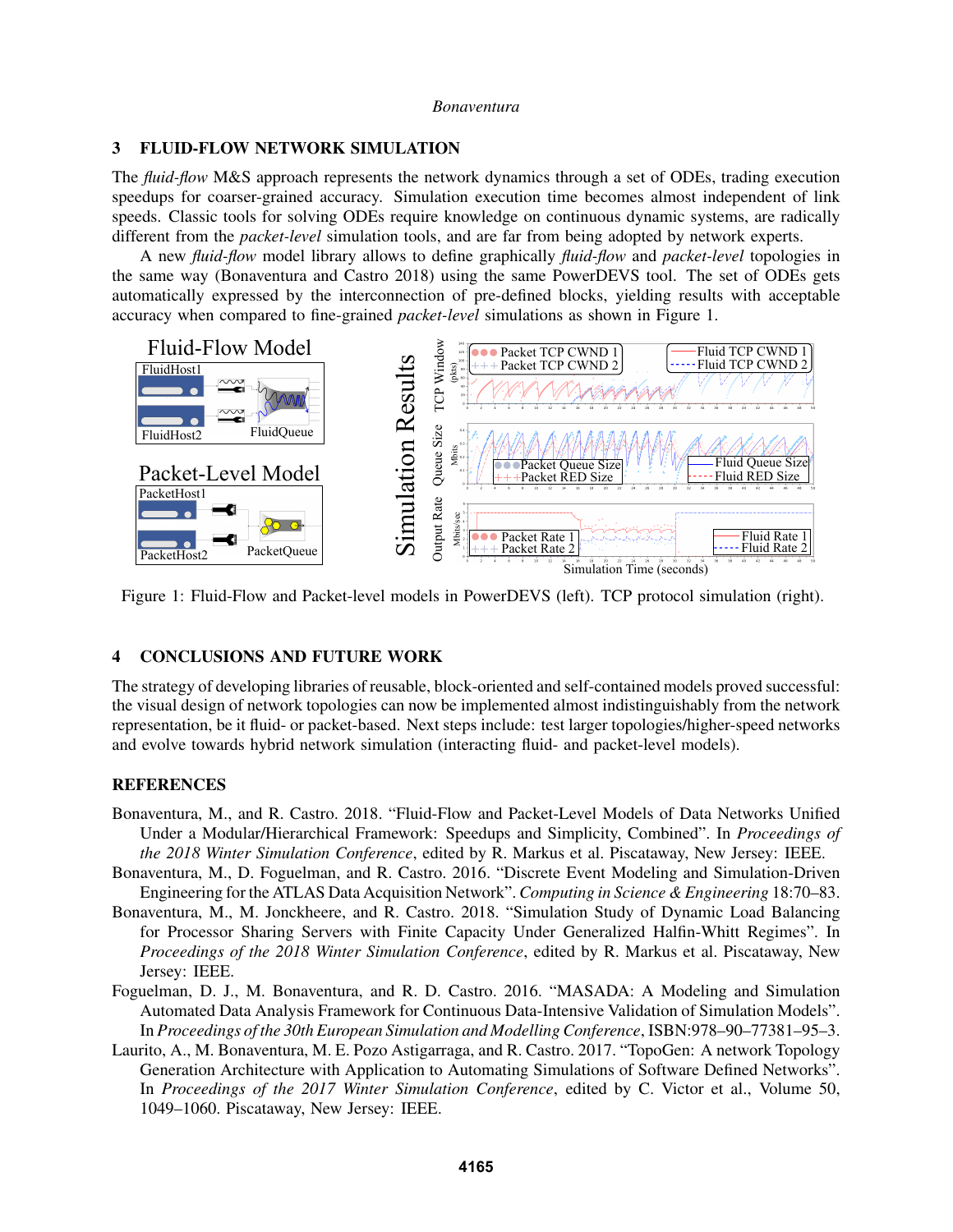## 3 FLUID-FLOW NETWORK SIMULATION

The *fluid-flow* M&S approach represents the network dynamics through a set of ODEs, trading execution speedups for coarser-grained accuracy. Simulation execution time becomes almost independent of link speeds. Classic tools for solving ODEs require knowledge on continuous dynamic systems, are radically different from the *packet-level* simulation tools, and are far from being adopted by network experts.

A new *fluid-flow* model library allows to define graphically *fluid-flow* and *packet-level* topologies in the same way (Bonaventura and Castro 2018) using the same PowerDEVS tool. The set of ODEs gets automatically expressed by the interconnection of pre-defined blocks, yielding results with acceptable accuracy when compared to fine-grained *packet-level* simulations as shown in Figure 1.

Fluid-Flow Model
FluidHost1
FluidHost2
FluidQueue

Packet-Level Model
PacketHost1
PacketHost2
PacketQueue

Simulation Results
TCP Window (pkts)
Packet TCP CWND 1
Packet TCP CWND 2
Fluid TCP CWND 1
Fluid TCP CWND 2
Queue Size Mbits
Packet Queue Size
Packet RED Size
Fluid Queue Size
Fluid RED Size
Output Rate Mbits/sec
Packet Rate 1
Packet Rate 2
Fluid Rate 1
Fluid Rate 2
Simulation Time (seconds)

Figure 1: Fluid-Flow and Packet-level models in PowerDEVS (left). TCP protocol simulation (right).

## 4 CONCLUSIONS AND FUTURE WORK

The strategy of developing libraries of reusable, block-oriented and self-contained models proved successful: the visual design of network topologies can now be implemented almost indistinguishably from the network representation, be it fluid- or packet-based. Next steps include: test larger topologies/higher-speed networks and evolve towards hybrid network simulation (interacting fluid- and packet-level models).

## REFERENCES

Bonaventura, M., and R. Castro. 2018. "Fluid-Flow and Packet-Level Models of Data Networks Unified Under a Modular/Hierarchical Framework: Speedups and Simplicity, Combined". In *Proceedings of the 2018 Winter Simulation Conference*, edited by R. Markus et al. Piscataway, New Jersey: IEEE.

Bonaventura, M., D. Foguelman, and R. Castro. 2016. "Discrete Event Modeling and Simulation-Driven Engineering for the ATLAS Data Acquisition Network". *Computing in Science & Engineering* 18:70–83.

Bonaventura, M., M. Jonckheere, and R. Castro. 2018. "Simulation Study of Dynamic Load Balancing for Processor Sharing Servers with Finite Capacity Under Generalized Halfin-Whitt Regimes". In *Proceedings of the 2018 Winter Simulation Conference*, edited by R. Markus et al. Piscataway, New Jersey: IEEE.

Foguelman, D. J., M. Bonaventura, and R. D. Castro. 2016. "MASADA: A Modeling and Simulation Automated Data Analysis Framework for Continuous Data-Intensive Validation of Simulation Models". In *Proceedings of the 30th European Simulation and Modelling Conference*, ISBN:978–90–77381–95–3.

Laurito, A., M. Bonaventura, M. E. Pozo Astigarraga, and R. Castro. 2017. "TopoGen: A network Topology Generation Architecture with Application to Automating Simulations of Software Defined Networks". In *Proceedings of the 2017 Winter Simulation Conference*, edited by C. Victor et al., Volume 50, 1049–1060. Piscataway, New Jersey: IEEE.